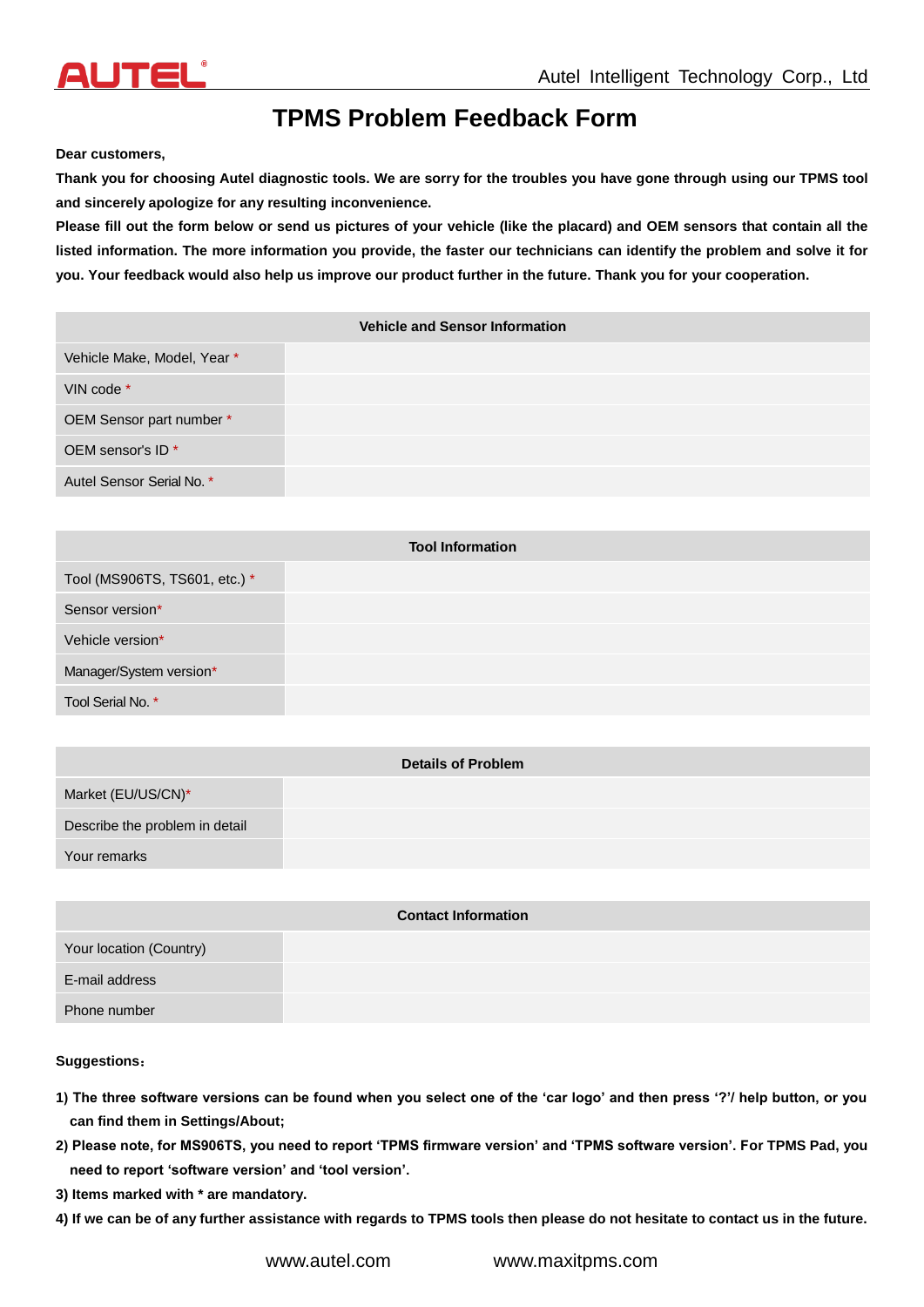# TPMS Problem Feedback Form

**Dear customers,**

**Thank you for choosing Autel diagnostic tools. We are sorry for the troubles you have gone through using our TPMS tool and sincerely apologize for any resulting inconvenience.**

**Please fill out the form below or send us pictures of your vehicle (like the placard) and OEM sensors that contain all the listed information. The more information you provide, the faster our technicians can identify the problem and solve it for you. Your feedback would also help us improve our product further in the future. Thank you for your cooperation.**

| Vehicle and Sensor Information | |
|---|---|
| Vehicle Make, Model, Year * | |
| VIN code * | |
| OEM Sensor part number * | |
| OEM sensor's ID * | |
| Autel Sensor Serial No. * | |

| Tool Information | |
|---|---|
| Tool (MS906TS, TS601, etc.) * | |
| Sensor version* | |
| Vehicle version* | |
| Manager/System version* | |
| Tool Serial No. * | |

| Details of Problem | |
|---|---|
| Market (EU/US/CN)* | |
| Describe the problem in detail | |
| Your remarks | |

| Contact Information | |
|---|---|
| Your location (Country) | |
| E-mail address | |
| Phone number | |

**Suggestions：**

1) **The three software versions can be found when you select one of the 'car logo' and then press '?'/ help button, or you can find them in Settings/About;**
2) **Please note, for MS906TS, you need to report 'TPMS firmware version' and 'TPMS software version'. For TPMS Pad, you need to report 'software version' and 'tool version'.**
3) **Items marked with * are mandatory.**
4) **If we can be of any further assistance with regards to TPMS tools then please do not hesitate to contact us in the future.**

www.autel.com www.maxitpms.com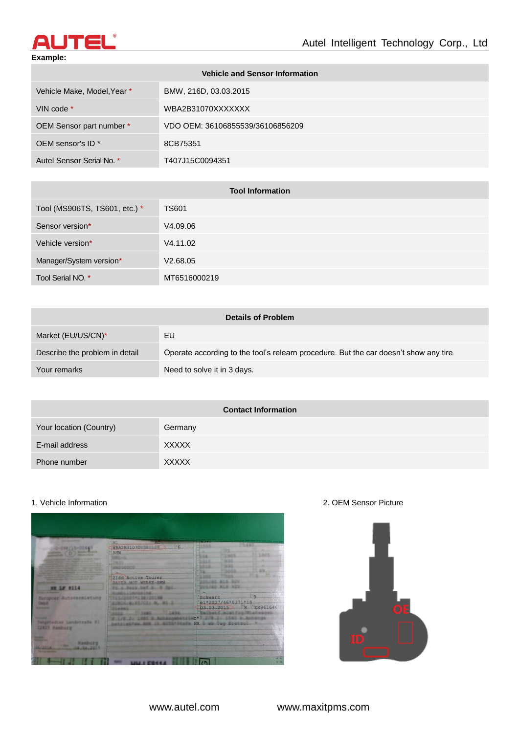**Example:**

| Vehicle and Sensor Information | |
|---|---|
| Vehicle Make, Model,Year * | BMW, 216D, 03.03.2015 |
| VIN code * | WBA2B31070XXXXXXX |
| OEM Sensor part number * | VDO OEM: 36106855539/36106856209 |
| OEM sensor's ID * | 8CB75351 |
| Autel Sensor Serial No. * | T407J15C0094351 |

| Tool Information | |
|---|---|
| Tool (MS906TS, TS601, etc.) * | TS601 |
| Sensor version* | V4.09.06 |
| Vehicle version* | V4.11.02 |
| Manager/System version* | V2.68.05 |
| Tool Serial NO. * | MT6516000219 |

| Details of Problem | |
|---|---|
| Market (EU/US/CN)* | EU |
| Describe the problem in detail | Operate according to the tool's relearn procedure. But the car doesn't show any tire |
| Your remarks | Need to solve it in 3 days. |

| Contact Information | |
|---|---|
| Your location (Country) | Germany |
| E-mail address | XXXXX |
| Phone number | XXXXX |

1. Vehicle Information

2. OEM Sensor Picture

www.autel.com www.maxitpms.com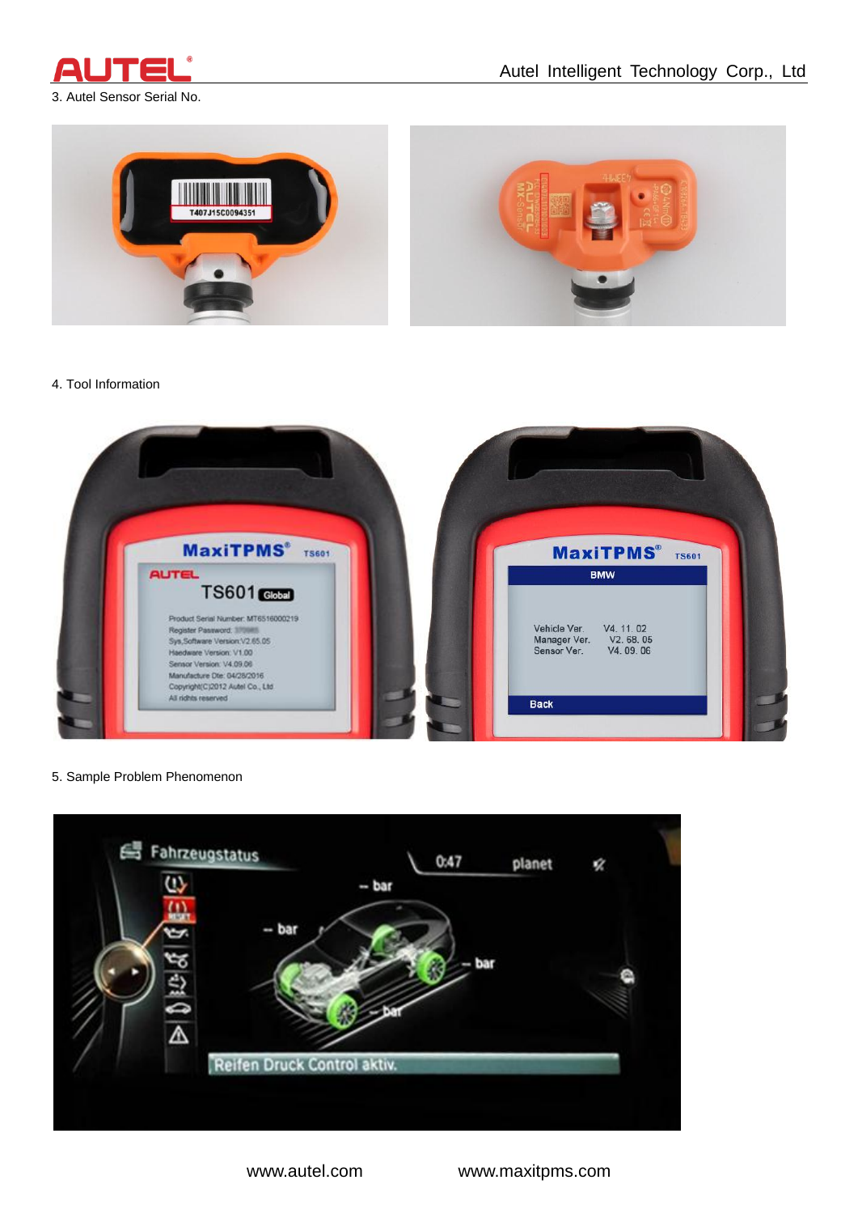3. Autel Sensor Serial No.

4. Tool Information

5. Sample Problem Phenomenon